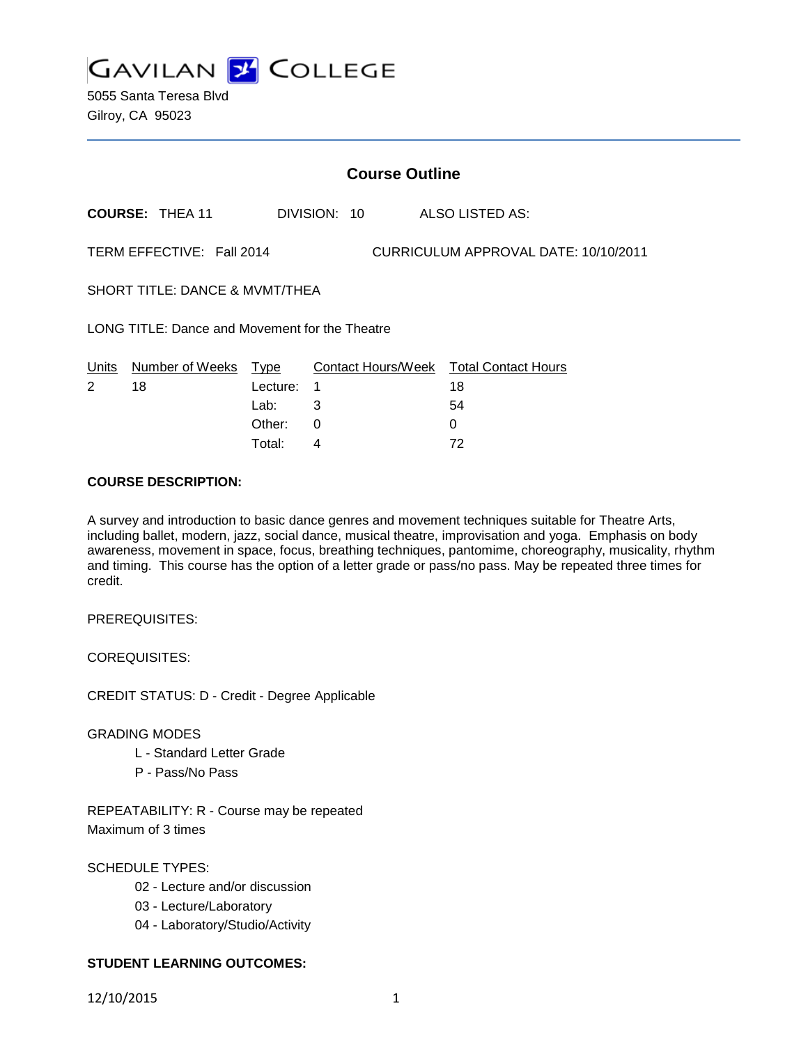# GAVILAN COLLEGE

5055 Santa Teresa Blvd
Gilroy, CA 95023

## Course Outline

**COURSE:** THEA 11 DIVISION: 10 ALSO LISTED AS:

TERM EFFECTIVE: Fall 2014 CURRICULUM APPROVAL DATE: 10/10/2011

SHORT TITLE: DANCE & MVMT/THEA

LONG TITLE: Dance and Movement for the Theatre

| Units | Number of Weeks | Type | Contact Hours/Week | Total Contact Hours |
|---|---|---|---|---|
| 2 | 18 | Lecture: | 1 | 18 |
| | | Lab: | 3 | 54 |
| | | Other: | 0 | 0 |
| | | Total: | 4 | 72 |

**COURSE DESCRIPTION:**

A survey and introduction to basic dance genres and movement techniques suitable for Theatre Arts, including ballet, modern, jazz, social dance, musical theatre, improvisation and yoga. Emphasis on body awareness, movement in space, focus, breathing techniques, pantomime, choreography, musicality, rhythm and timing. This course has the option of a letter grade or pass/no pass. May be repeated three times for credit.

PREREQUISITES:

COREQUISITES:

CREDIT STATUS: D - Credit - Degree Applicable

GRADING MODES

- L - Standard Letter Grade
- P - Pass/No Pass

REPEATABILITY: R - Course may be repeated
Maximum of 3 times

SCHEDULE TYPES:

- 02 - Lecture and/or discussion
- 03 - Lecture/Laboratory
- 04 - Laboratory/Studio/Activity

**STUDENT LEARNING OUTCOMES:**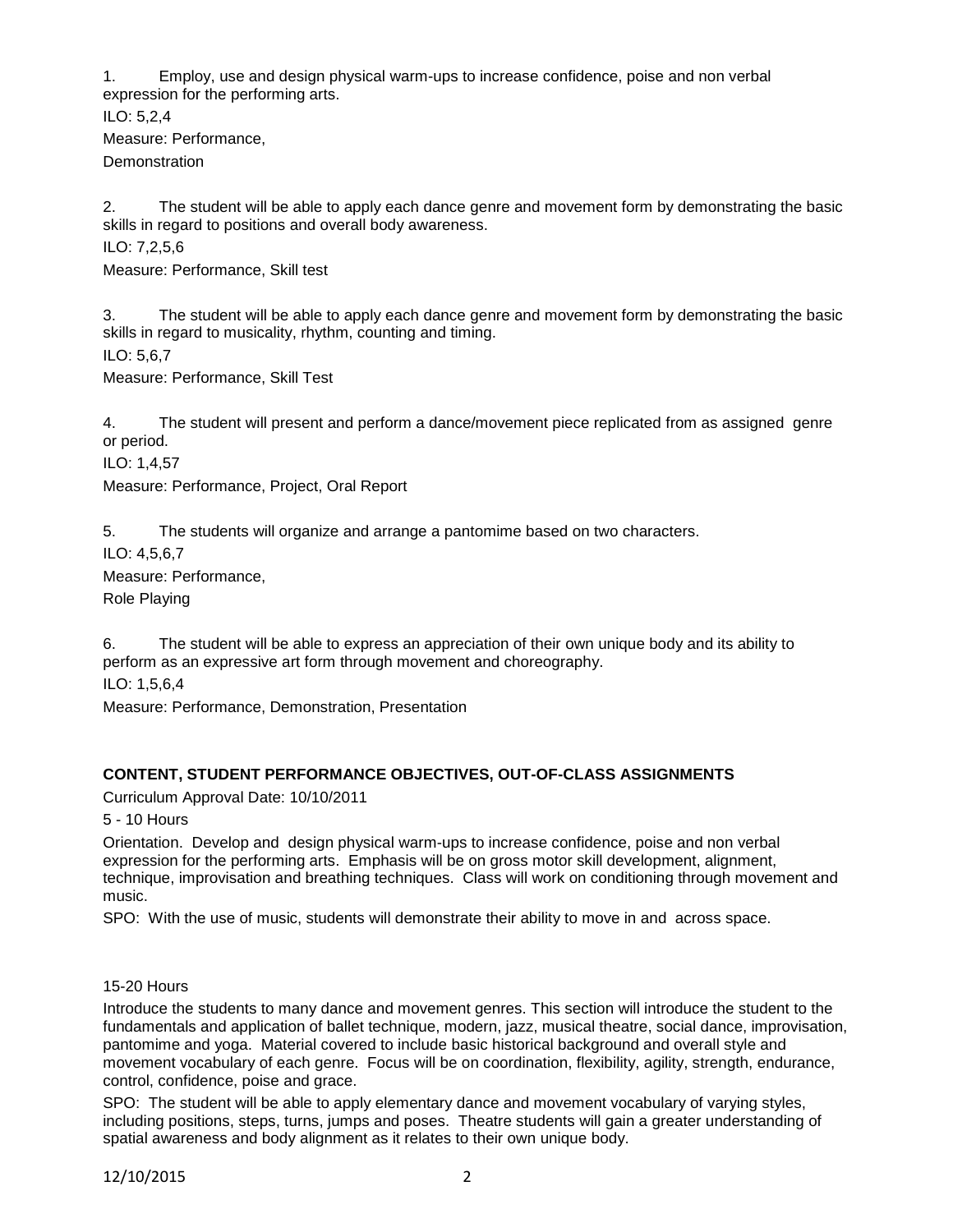1. Employ, use and design physical warm-ups to increase confidence, poise and non verbal expression for the performing arts.

ILO: 5,2,4

Measure: Performance, Demonstration

2. The student will be able to apply each dance genre and movement form by demonstrating the basic skills in regard to positions and overall body awareness.

ILO: 7,2,5,6

Measure: Performance, Skill test

3. The student will be able to apply each dance genre and movement form by demonstrating the basic skills in regard to musicality, rhythm, counting and timing.

ILO: 5,6,7

Measure: Performance, Skill Test

4. The student will present and perform a dance/movement piece replicated from as assigned genre or period.

ILO: 1,4,57

Measure: Performance, Project, Oral Report

5. The students will organize and arrange a pantomime based on two characters.

ILO: 4,5,6,7

Measure: Performance, Role Playing

6. The student will be able to express an appreciation of their own unique body and its ability to perform as an expressive art form through movement and choreography.

ILO: 1,5,6,4

Measure: Performance, Demonstration, Presentation

## CONTENT, STUDENT PERFORMANCE OBJECTIVES, OUT-OF-CLASS ASSIGNMENTS

Curriculum Approval Date: 10/10/2011

5 - 10 Hours

Orientation. Develop and design physical warm-ups to increase confidence, poise and non verbal expression for the performing arts. Emphasis will be on gross motor skill development, alignment, technique, improvisation and breathing techniques. Class will work on conditioning through movement and music.

SPO: With the use of music, students will demonstrate their ability to move in and across space.

15-20 Hours

Introduce the students to many dance and movement genres. This section will introduce the student to the fundamentals and application of ballet technique, modern, jazz, musical theatre, social dance, improvisation, pantomime and yoga. Material covered to include basic historical background and overall style and movement vocabulary of each genre. Focus will be on coordination, flexibility, agility, strength, endurance, control, confidence, poise and grace.

SPO: The student will be able to apply elementary dance and movement vocabulary of varying styles, including positions, steps, turns, jumps and poses. Theatre students will gain a greater understanding of spatial awareness and body alignment as it relates to their own unique body.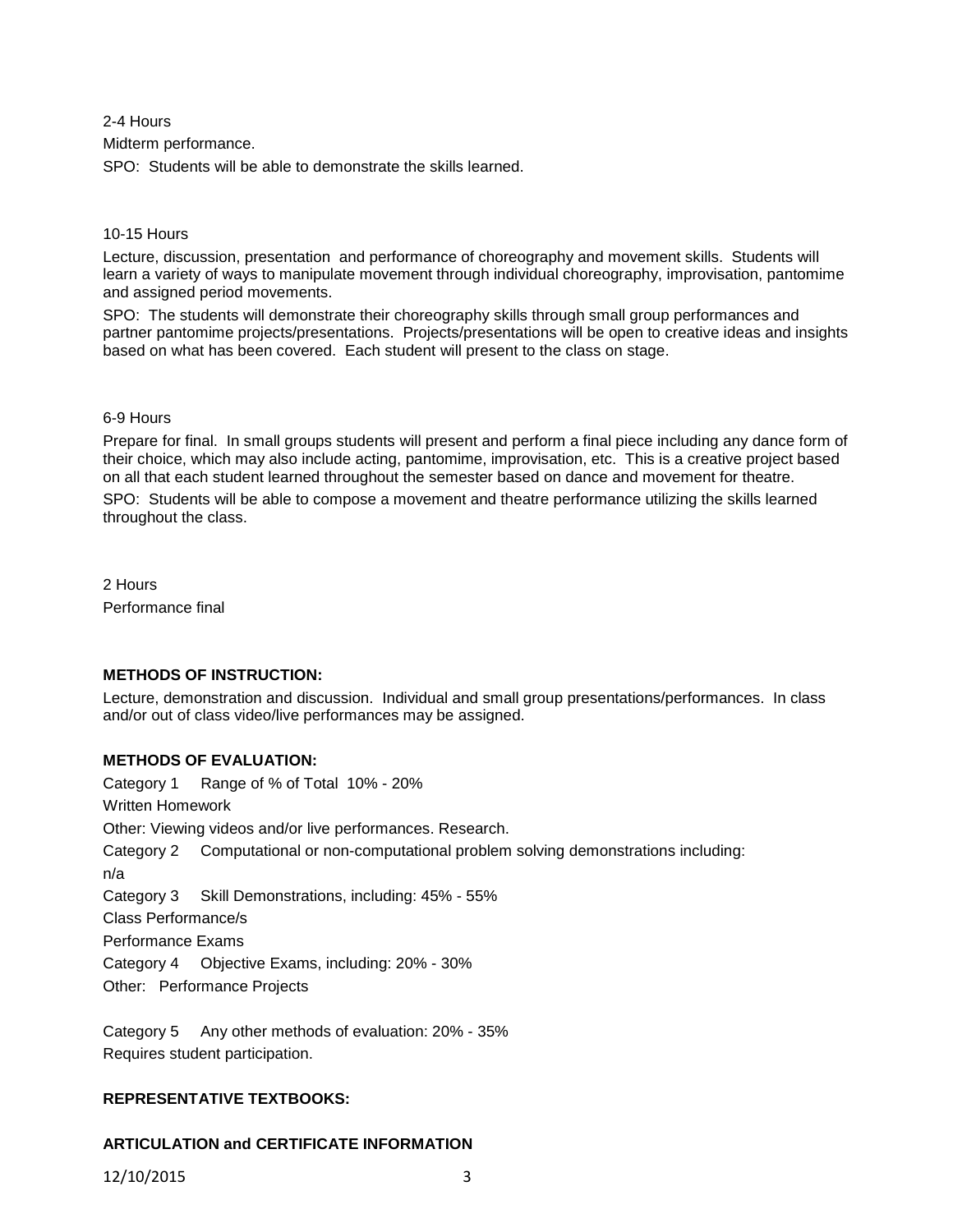2-4 Hours

Midterm performance.

SPO: Students will be able to demonstrate the skills learned.

10-15 Hours

Lecture, discussion, presentation and performance of choreography and movement skills. Students will learn a variety of ways to manipulate movement through individual choreography, improvisation, pantomime and assigned period movements.

SPO: The students will demonstrate their choreography skills through small group performances and partner pantomime projects/presentations. Projects/presentations will be open to creative ideas and insights based on what has been covered. Each student will present to the class on stage.

6-9 Hours

Prepare for final. In small groups students will present and perform a final piece including any dance form of their choice, which may also include acting, pantomime, improvisation, etc. This is a creative project based on all that each student learned throughout the semester based on dance and movement for theatre.

SPO: Students will be able to compose a movement and theatre performance utilizing the skills learned throughout the class.

2 Hours

Performance final

**METHODS OF INSTRUCTION:**

Lecture, demonstration and discussion. Individual and small group presentations/performances. In class and/or out of class video/live performances may be assigned.

**METHODS OF EVALUATION:**

Category 1 Range of % of Total 10% - 20%

Written Homework

Other: Viewing videos and/or live performances. Research.

Category 2 Computational or non-computational problem solving demonstrations including:

n/a

Category 3 Skill Demonstrations, including: 45% - 55%

Class Performance/s

Performance Exams

Category 4 Objective Exams, including: 20% - 30%

Other: Performance Projects

Category 5 Any other methods of evaluation: 20% - 35%

Requires student participation.

**REPRESENTATIVE TEXTBOOKS:**

**ARTICULATION and CERTIFICATE INFORMATION**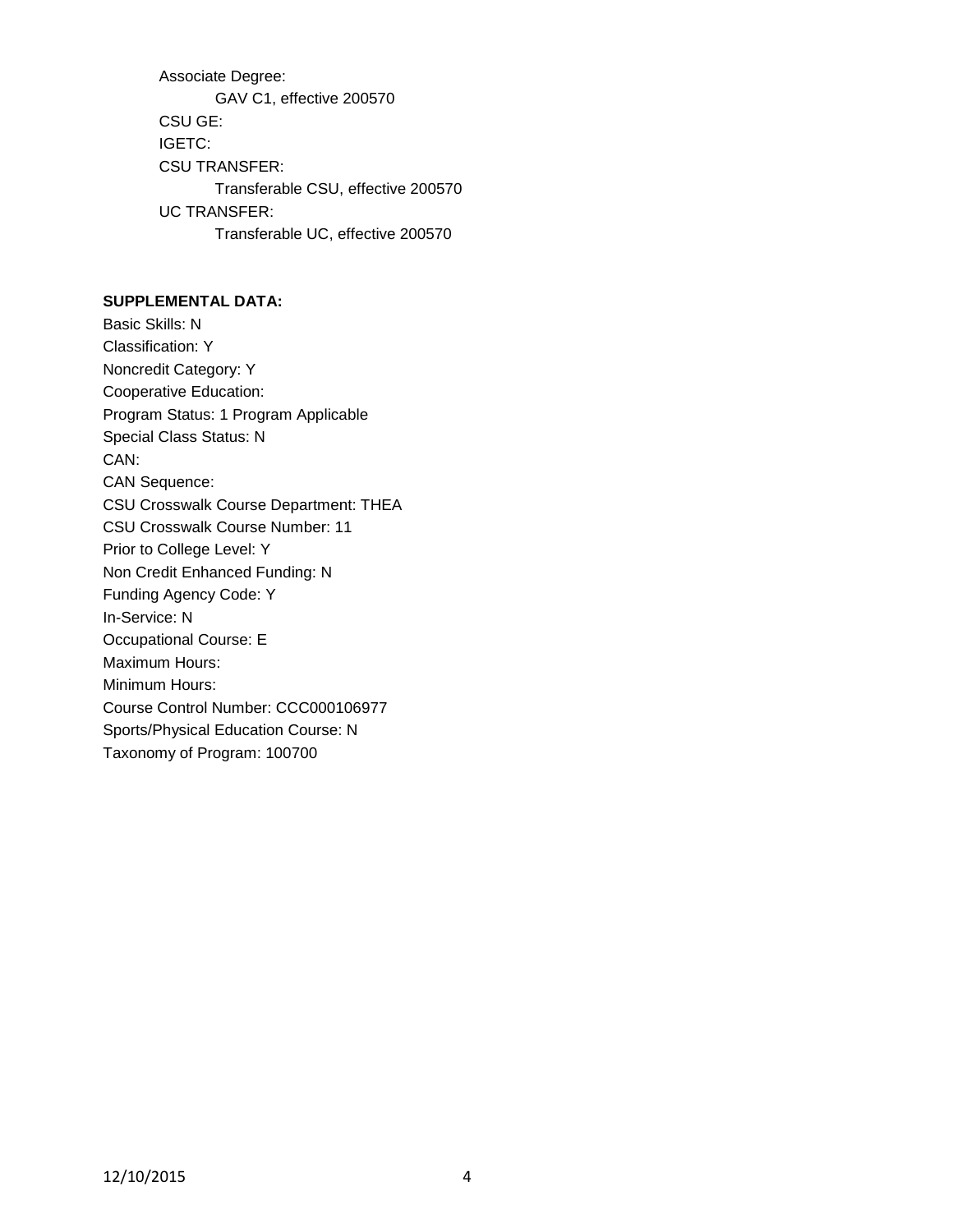Associate Degree:

    GAV C1, effective 200570

CSU GE:

IGETC:

CSU TRANSFER:

    Transferable CSU, effective 200570

UC TRANSFER:

    Transferable UC, effective 200570

**SUPPLEMENTAL DATA:**

Basic Skills: N
Classification: Y
Noncredit Category: Y
Cooperative Education:
Program Status: 1 Program Applicable
Special Class Status: N
CAN:
CAN Sequence:
CSU Crosswalk Course Department: THEA
CSU Crosswalk Course Number: 11
Prior to College Level: Y
Non Credit Enhanced Funding: N
Funding Agency Code: Y
In-Service: N
Occupational Course: E
Maximum Hours:
Minimum Hours:
Course Control Number: CCC000106977
Sports/Physical Education Course: N
Taxonomy of Program: 100700